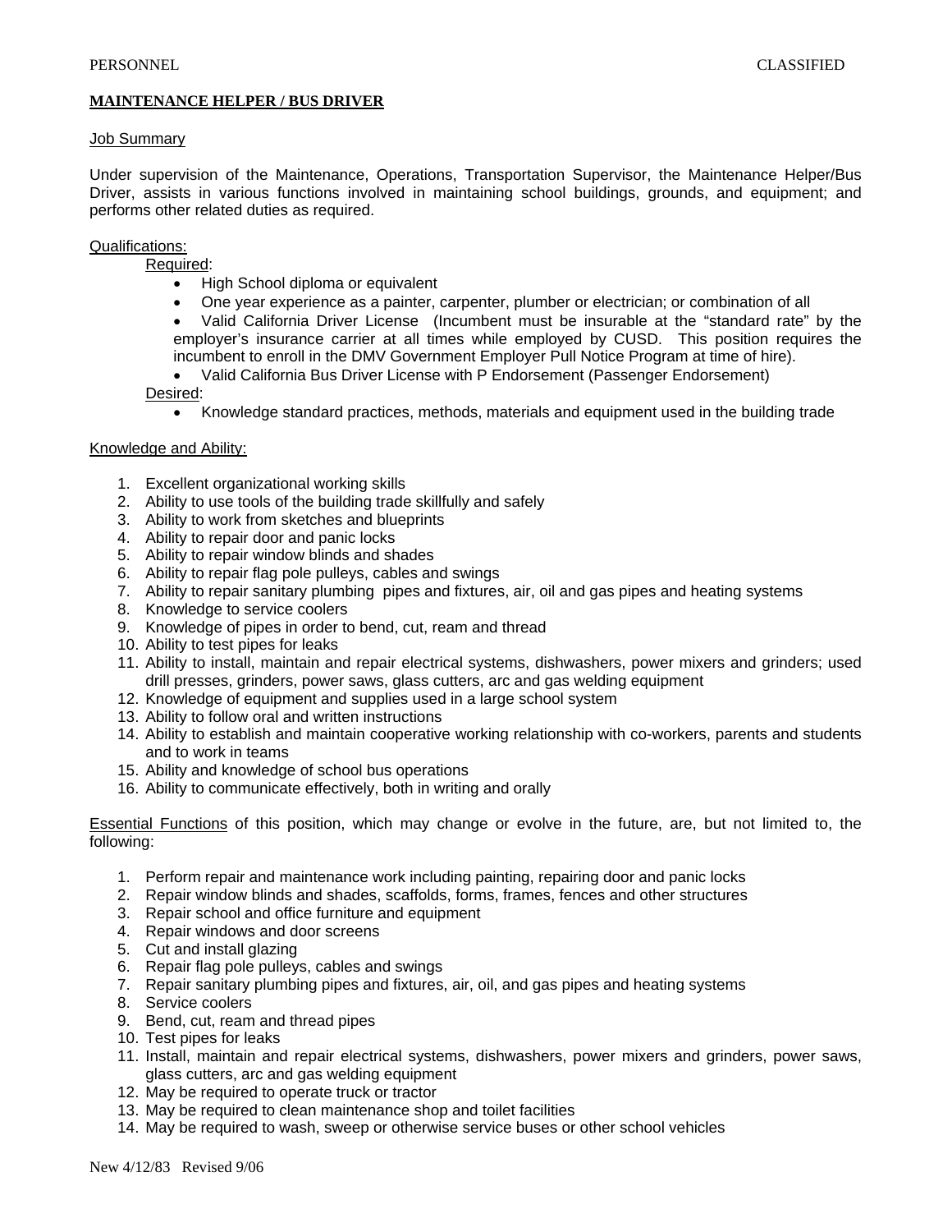PERSONNEL CLASSIFIED

**MAINTENANCE HELPER / BUS DRIVER**

Job Summary

Under supervision of the Maintenance, Operations, Transportation Supervisor, the Maintenance Helper/Bus Driver, assists in various functions involved in maintaining school buildings, grounds, and equipment; and performs other related duties as required.

Qualifications:

Required:

- High School diploma or equivalent
- One year experience as a painter, carpenter, plumber or electrician; or combination of all
- Valid California Driver License (Incumbent must be insurable at the "standard rate" by the employer's insurance carrier at all times while employed by CUSD. This position requires the incumbent to enroll in the DMV Government Employer Pull Notice Program at time of hire).
- Valid California Bus Driver License with P Endorsement (Passenger Endorsement)

Desired:

- Knowledge standard practices, methods, materials and equipment used in the building trade

Knowledge and Ability:

1. Excellent organizational working skills
2. Ability to use tools of the building trade skillfully and safely
3. Ability to work from sketches and blueprints
4. Ability to repair door and panic locks
5. Ability to repair window blinds and shades
6. Ability to repair flag pole pulleys, cables and swings
7. Ability to repair sanitary plumbing pipes and fixtures, air, oil and gas pipes and heating systems
8. Knowledge to service coolers
9. Knowledge of pipes in order to bend, cut, ream and thread
10. Ability to test pipes for leaks
11. Ability to install, maintain and repair electrical systems, dishwashers, power mixers and grinders; used drill presses, grinders, power saws, glass cutters, arc and gas welding equipment
12. Knowledge of equipment and supplies used in a large school system
13. Ability to follow oral and written instructions
14. Ability to establish and maintain cooperative working relationship with co-workers, parents and students and to work in teams
15. Ability and knowledge of school bus operations
16. Ability to communicate effectively, both in writing and orally

Essential Functions of this position, which may change or evolve in the future, are, but not limited to, the following:

1. Perform repair and maintenance work including painting, repairing door and panic locks
2. Repair window blinds and shades, scaffolds, forms, frames, fences and other structures
3. Repair school and office furniture and equipment
4. Repair windows and door screens
5. Cut and install glazing
6. Repair flag pole pulleys, cables and swings
7. Repair sanitary plumbing pipes and fixtures, air, oil, and gas pipes and heating systems
8. Service coolers
9. Bend, cut, ream and thread pipes
10. Test pipes for leaks
11. Install, maintain and repair electrical systems, dishwashers, power mixers and grinders, power saws, glass cutters, arc and gas welding equipment
12. May be required to operate truck or tractor
13. May be required to clean maintenance shop and toilet facilities
14. May be required to wash, sweep or otherwise service buses or other school vehicles

New 4/12/83 Revised 9/06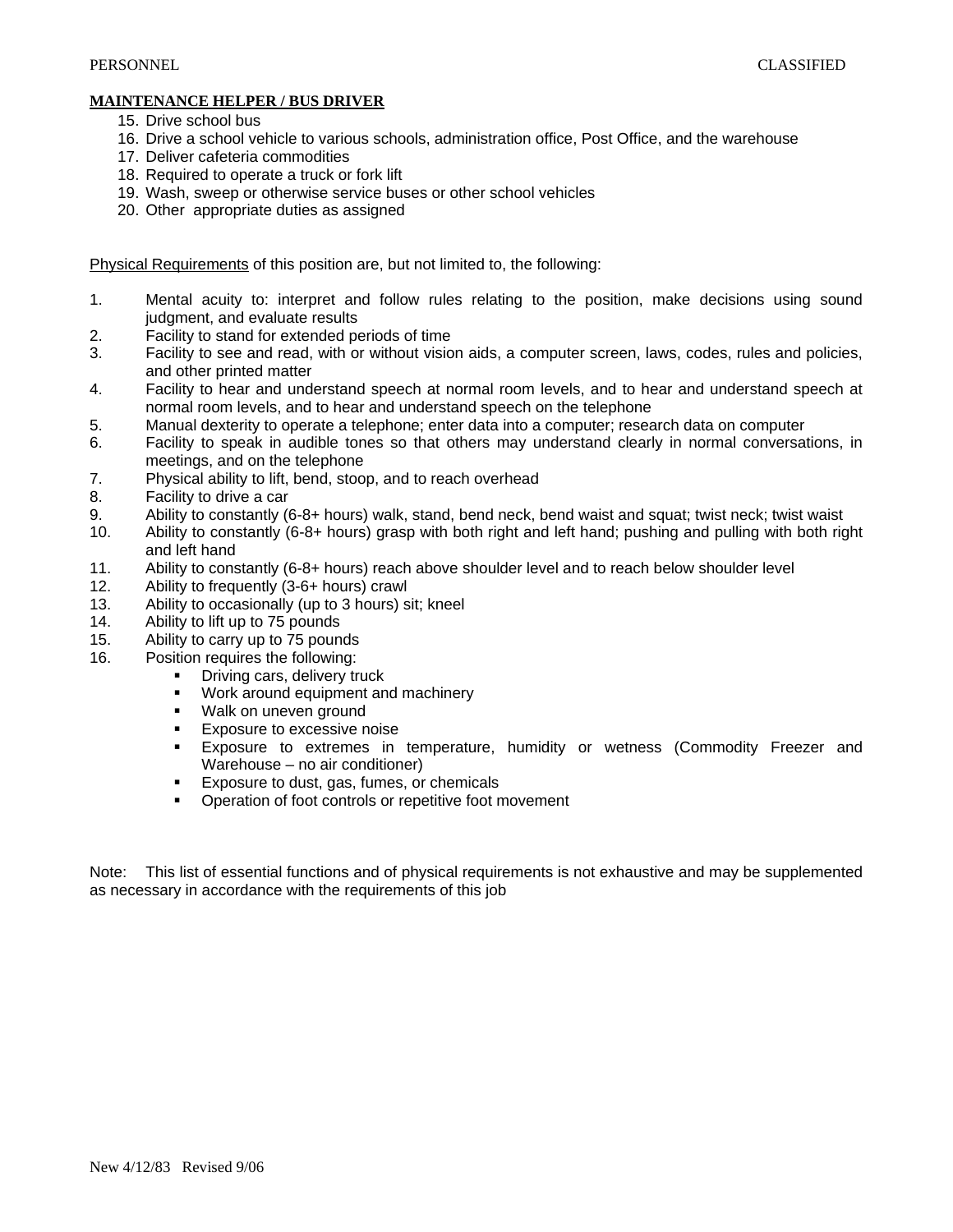**MAINTENANCE HELPER / BUS DRIVER**

15. Drive school bus
16. Drive a school vehicle to various schools, administration office, Post Office, and the warehouse
17. Deliver cafeteria commodities
18. Required to operate a truck or fork lift
19. Wash, sweep or otherwise service buses or other school vehicles
20. Other appropriate duties as assigned

Physical Requirements of this position are, but not limited to, the following:

1. Mental acuity to: interpret and follow rules relating to the position, make decisions using sound judgment, and evaluate results
2. Facility to stand for extended periods of time
3. Facility to see and read, with or without vision aids, a computer screen, laws, codes, rules and policies, and other printed matter
4. Facility to hear and understand speech at normal room levels, and to hear and understand speech at normal room levels, and to hear and understand speech on the telephone
5. Manual dexterity to operate a telephone; enter data into a computer; research data on computer
6. Facility to speak in audible tones so that others may understand clearly in normal conversations, in meetings, and on the telephone
7. Physical ability to lift, bend, stoop, and to reach overhead
8. Facility to drive a car
9. Ability to constantly (6-8+ hours) walk, stand, bend neck, bend waist and squat; twist neck; twist waist
10. Ability to constantly (6-8+ hours) grasp with both right and left hand; pushing and pulling with both right and left hand
11. Ability to constantly (6-8+ hours) reach above shoulder level and to reach below shoulder level
12. Ability to frequently (3-6+ hours) crawl
13. Ability to occasionally (up to 3 hours) sit; kneel
14. Ability to lift up to 75 pounds
15. Ability to carry up to 75 pounds
16. Position requires the following:
    - Driving cars, delivery truck
    - Work around equipment and machinery
    - Walk on uneven ground
    - Exposure to excessive noise
    - Exposure to extremes in temperature, humidity or wetness (Commodity Freezer and Warehouse – no air conditioner)
    - Exposure to dust, gas, fumes, or chemicals
    - Operation of foot controls or repetitive foot movement

Note: This list of essential functions and of physical requirements is not exhaustive and may be supplemented as necessary in accordance with the requirements of this job

New 4/12/83 Revised 9/06